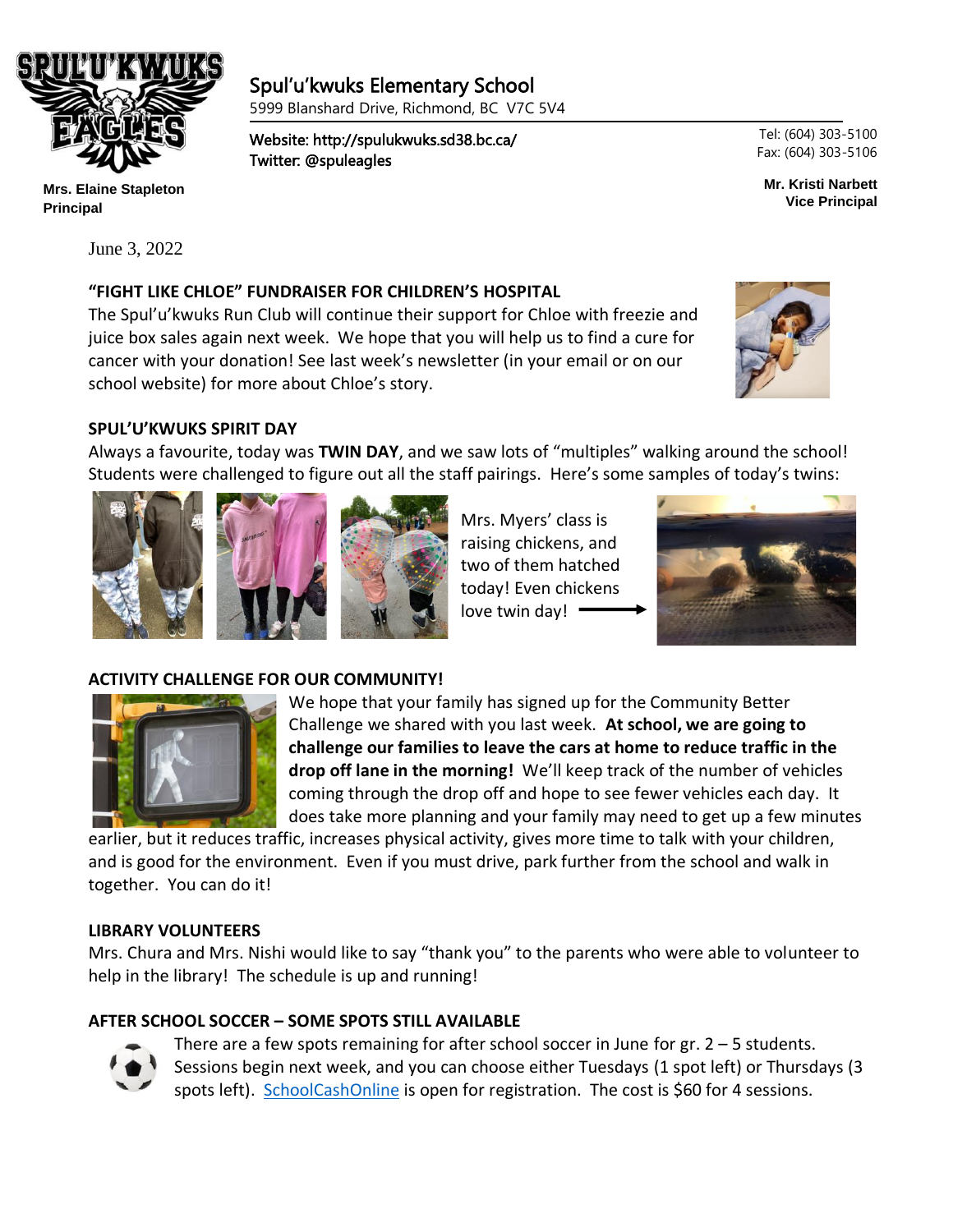# Spul'u'kwuks Elementary School

5999 Blanshard Drive, Richmond, BC V7C 5V4

Website: http://spulukwuks.sd38.bc.ca/
Twitter: @spuleagles

Tel: (604) 303-5100
Fax: (604) 303-5106

**Mrs. Elaine Stapleton**
**Principal**

**Mr. Kristi Narbett**
**Vice Principal**

June 3, 2022

## "FIGHT LIKE CHLOE" FUNDRAISER FOR CHILDREN'S HOSPITAL

The Spul'u'kwuks Run Club will continue their support for Chloe with freezie and juice box sales again next week. We hope that you will help us to find a cure for cancer with your donation! See last week's newsletter (in your email or on our school website) for more about Chloe's story.

## SPUL'U'KWUKS SPIRIT DAY

Always a favourite, today was **TWIN DAY**, and we saw lots of "multiples" walking around the school! Students were challenged to figure out all the staff pairings. Here's some samples of today's twins:

Mrs. Myers' class is raising chickens, and two of them hatched today! Even chickens love twin day!

## ACTIVITY CHALLENGE FOR OUR COMMUNITY!

We hope that your family has signed up for the Community Better Challenge we shared with you last week. **At school, we are going to challenge our families to leave the cars at home to reduce traffic in the drop off lane in the morning!** We'll keep track of the number of vehicles coming through the drop off and hope to see fewer vehicles each day. It does take more planning and your family may need to get up a few minutes earlier, but it reduces traffic, increases physical activity, gives more time to talk with your children, and is good for the environment. Even if you must drive, park further from the school and walk in together. You can do it!

## LIBRARY VOLUNTEERS

Mrs. Chura and Mrs. Nishi would like to say "thank you" to the parents who were able to volunteer to help in the library! The schedule is up and running!

## AFTER SCHOOL SOCCER – SOME SPOTS STILL AVAILABLE

There are a few spots remaining for after school soccer in June for gr. 2 – 5 students. Sessions begin next week, and you can choose either Tuesdays (1 spot left) or Thursdays (3 spots left). SchoolCashOnline is open for registration. The cost is $60 for 4 sessions.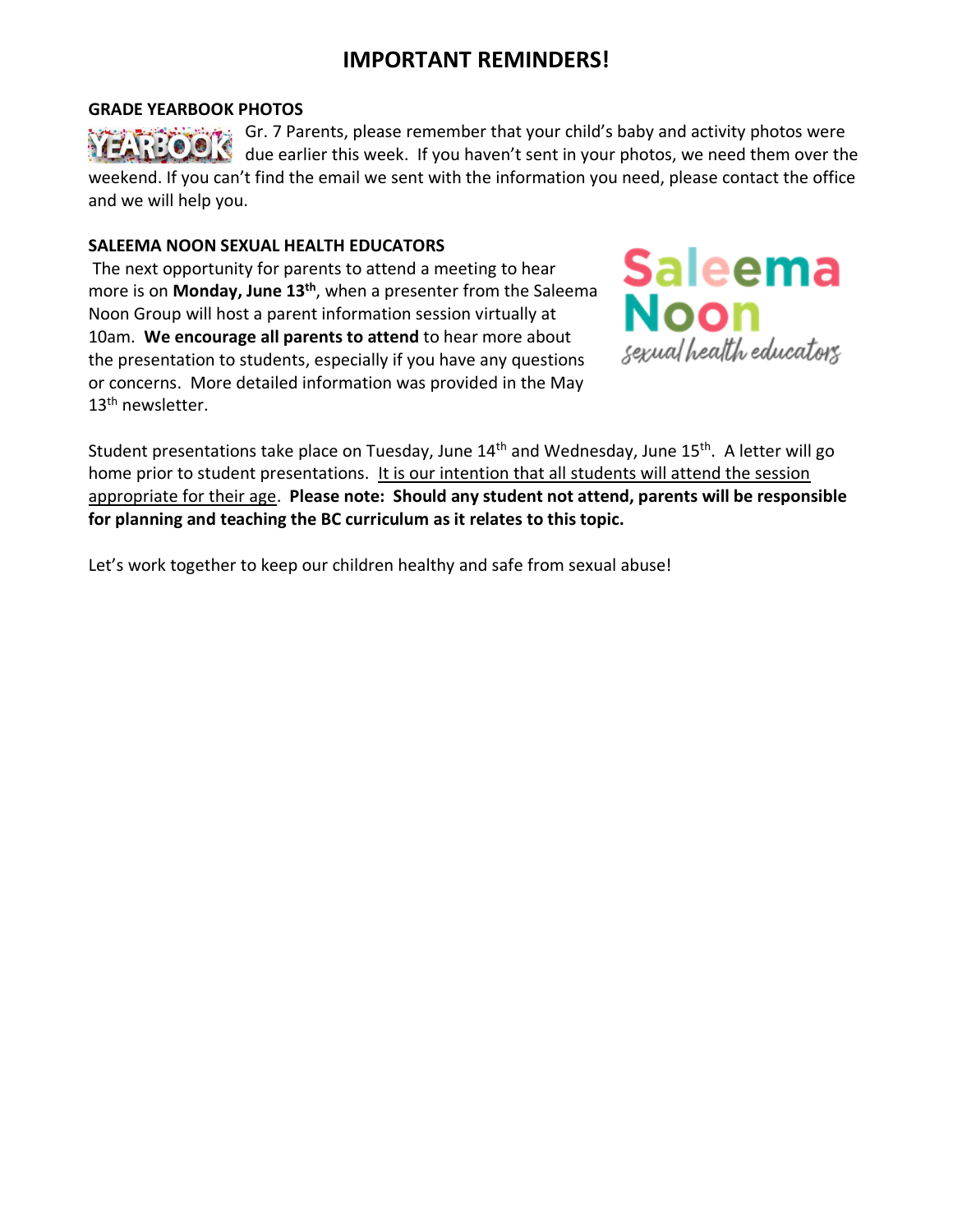# IMPORTANT REMINDERS!

**GRADE YEARBOOK PHOTOS**

Gr. 7 Parents, please remember that your child's baby and activity photos were due earlier this week. If you haven't sent in your photos, we need them over the weekend. If you can't find the email we sent with the information you need, please contact the office and we will help you.

**SALEEMA NOON SEXUAL HEALTH EDUCATORS**

The next opportunity for parents to attend a meeting to hear more is on **Monday, June 13th**, when a presenter from the Saleema Noon Group will host a parent information session virtually at 10am. **We encourage all parents to attend** to hear more about the presentation to students, especially if you have any questions or concerns. More detailed information was provided in the May 13th newsletter.

Student presentations take place on Tuesday, June 14th and Wednesday, June 15th. A letter will go home prior to student presentations. <u>It is our intention that all students will attend the session appropriate for their age</u>. **Please note: Should any student not attend, parents will be responsible for planning and teaching the BC curriculum as it relates to this topic.**

Let's work together to keep our children healthy and safe from sexual abuse!